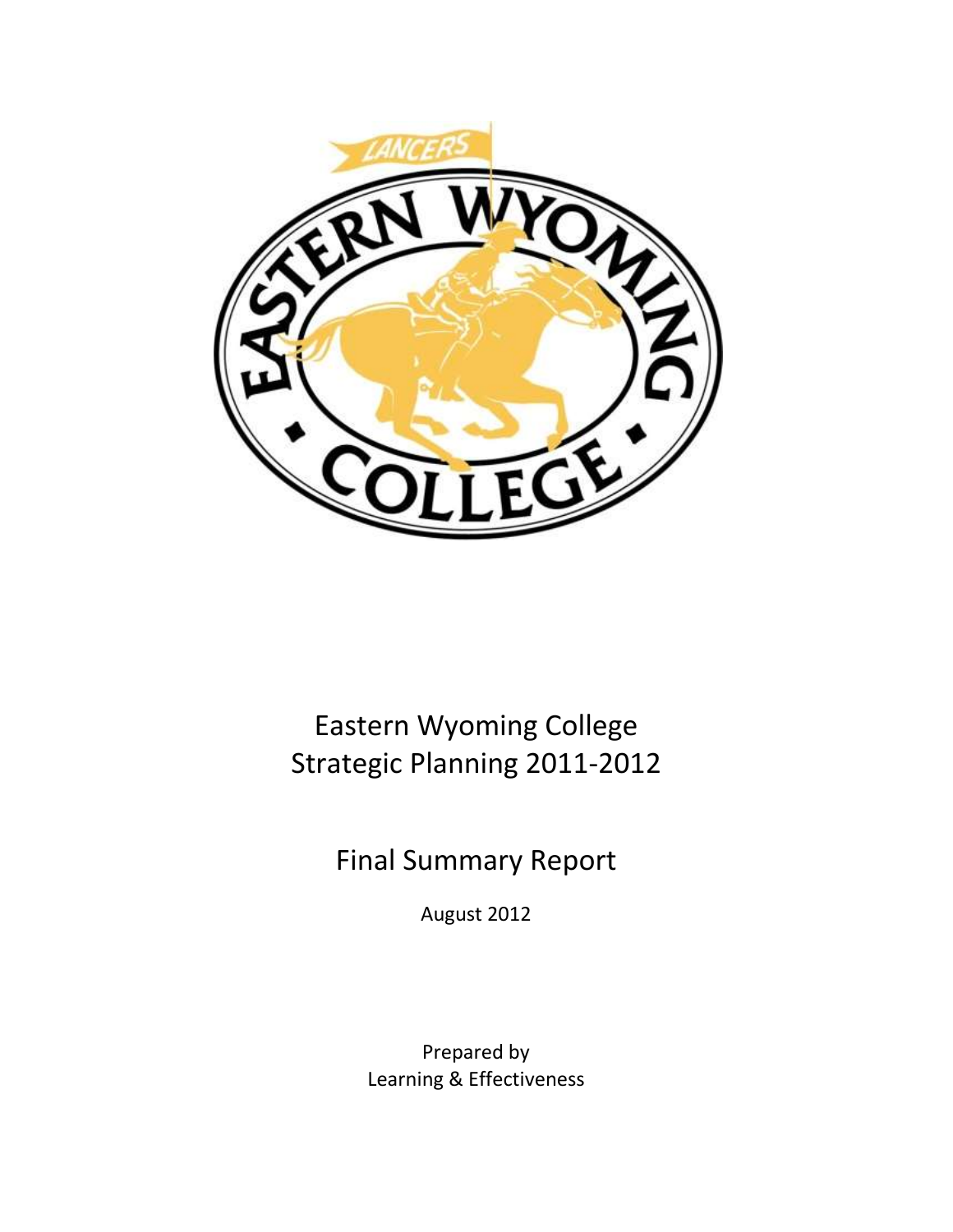# Eastern Wyoming College
# Strategic Planning 2011-2012

## Final Summary Report

August 2012

Prepared by
Learning & Effectiveness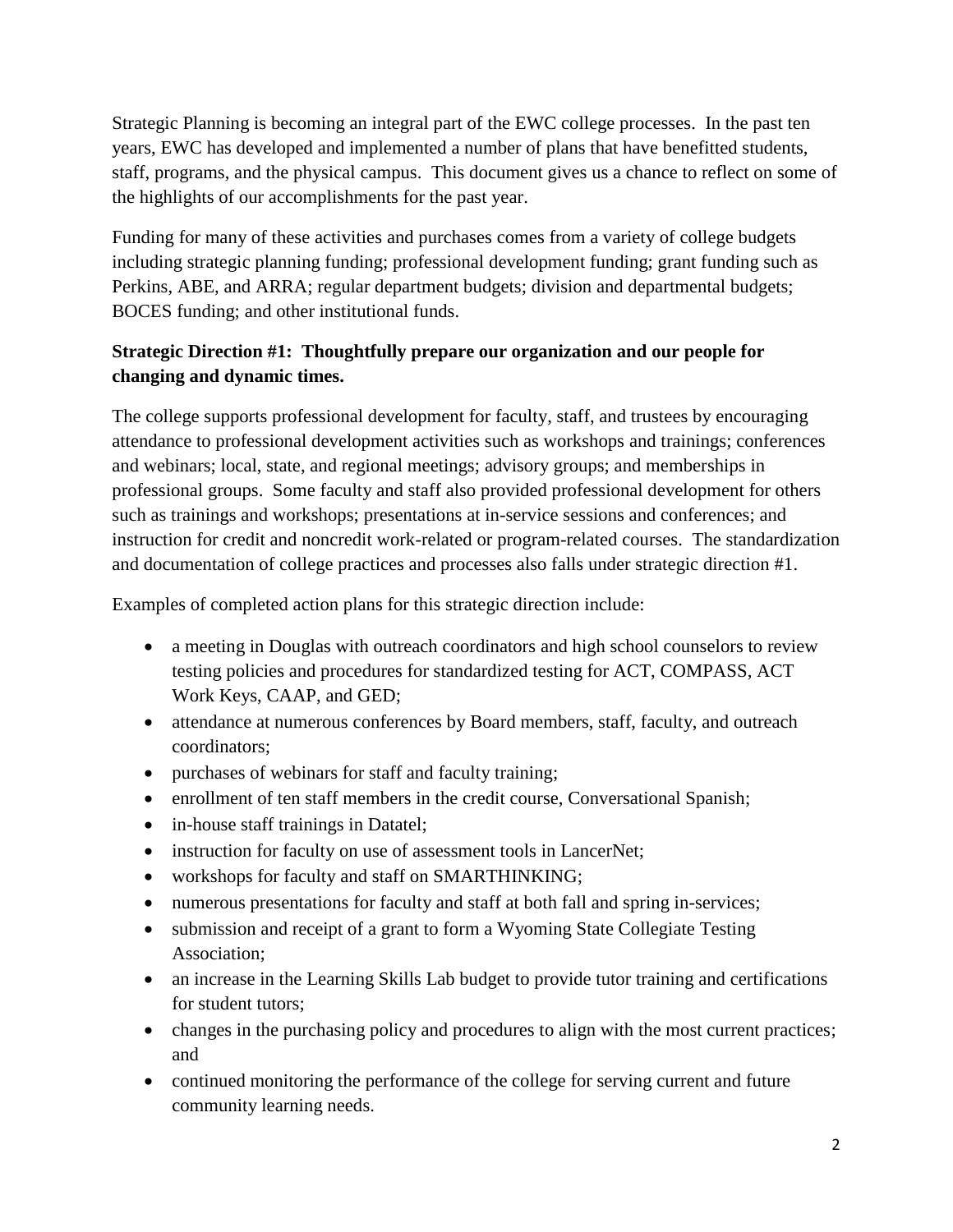Strategic Planning is becoming an integral part of the EWC college processes. In the past ten years, EWC has developed and implemented a number of plans that have benefitted students, staff, programs, and the physical campus. This document gives us a chance to reflect on some of the highlights of our accomplishments for the past year.

Funding for many of these activities and purchases comes from a variety of college budgets including strategic planning funding; professional development funding; grant funding such as Perkins, ABE, and ARRA; regular department budgets; division and departmental budgets; BOCES funding; and other institutional funds.

**Strategic Direction #1: Thoughtfully prepare our organization and our people for changing and dynamic times.**

The college supports professional development for faculty, staff, and trustees by encouraging attendance to professional development activities such as workshops and trainings; conferences and webinars; local, state, and regional meetings; advisory groups; and memberships in professional groups. Some faculty and staff also provided professional development for others such as trainings and workshops; presentations at in-service sessions and conferences; and instruction for credit and noncredit work-related or program-related courses. The standardization and documentation of college practices and processes also falls under strategic direction #1.

Examples of completed action plans for this strategic direction include:

- a meeting in Douglas with outreach coordinators and high school counselors to review testing policies and procedures for standardized testing for ACT, COMPASS, ACT Work Keys, CAAP, and GED;
- attendance at numerous conferences by Board members, staff, faculty, and outreach coordinators;
- purchases of webinars for staff and faculty training;
- enrollment of ten staff members in the credit course, Conversational Spanish;
- in-house staff trainings in Datatel;
- instruction for faculty on use of assessment tools in LancerNet;
- workshops for faculty and staff on SMARTHINKING;
- numerous presentations for faculty and staff at both fall and spring in-services;
- submission and receipt of a grant to form a Wyoming State Collegiate Testing Association;
- an increase in the Learning Skills Lab budget to provide tutor training and certifications for student tutors;
- changes in the purchasing policy and procedures to align with the most current practices; and
- continued monitoring the performance of the college for serving current and future community learning needs.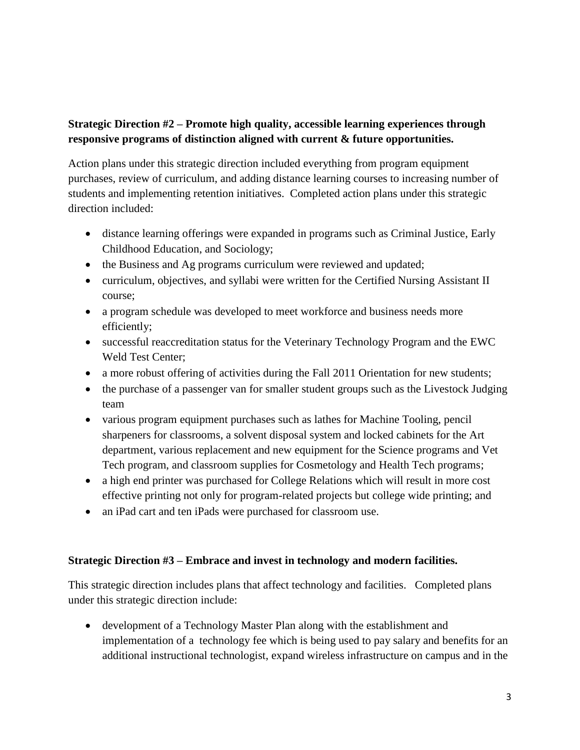**Strategic Direction #2 – Promote high quality, accessible learning experiences through responsive programs of distinction aligned with current & future opportunities.**

Action plans under this strategic direction included everything from program equipment purchases, review of curriculum, and adding distance learning courses to increasing number of students and implementing retention initiatives. Completed action plans under this strategic direction included:

- distance learning offerings were expanded in programs such as Criminal Justice, Early Childhood Education, and Sociology;
- the Business and Ag programs curriculum were reviewed and updated;
- curriculum, objectives, and syllabi were written for the Certified Nursing Assistant II course;
- a program schedule was developed to meet workforce and business needs more efficiently;
- successful reaccreditation status for the Veterinary Technology Program and the EWC Weld Test Center;
- a more robust offering of activities during the Fall 2011 Orientation for new students;
- the purchase of a passenger van for smaller student groups such as the Livestock Judging team
- various program equipment purchases such as lathes for Machine Tooling, pencil sharpeners for classrooms, a solvent disposal system and locked cabinets for the Art department, various replacement and new equipment for the Science programs and Vet Tech program, and classroom supplies for Cosmetology and Health Tech programs;
- a high end printer was purchased for College Relations which will result in more cost effective printing not only for program-related projects but college wide printing; and
- an iPad cart and ten iPads were purchased for classroom use.

**Strategic Direction #3 – Embrace and invest in technology and modern facilities.**

This strategic direction includes plans that affect technology and facilities. Completed plans under this strategic direction include:

- development of a Technology Master Plan along with the establishment and implementation of a technology fee which is being used to pay salary and benefits for an additional instructional technologist, expand wireless infrastructure on campus and in the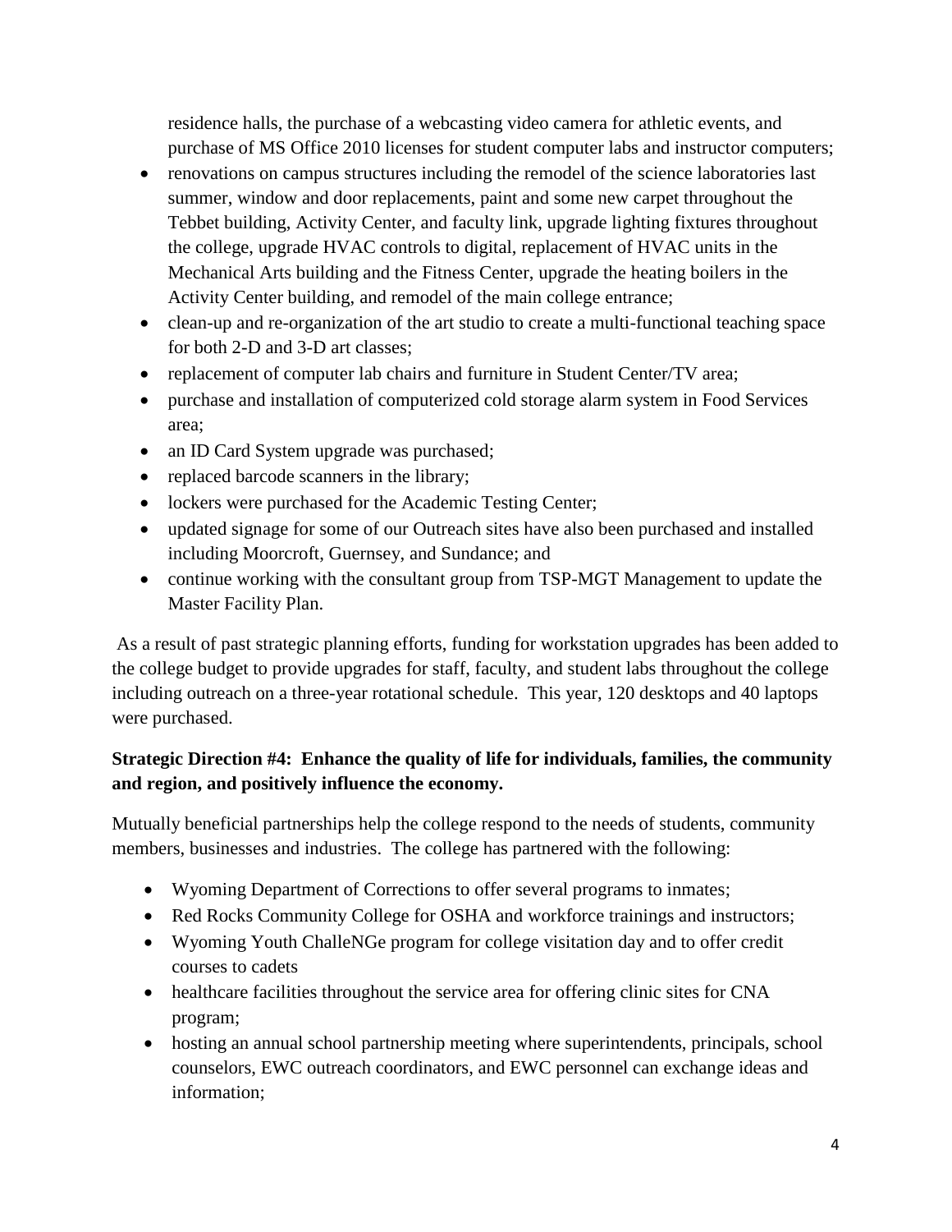residence halls, the purchase of a webcasting video camera for athletic events, and purchase of MS Office 2010 licenses for student computer labs and instructor computers;

- renovations on campus structures including the remodel of the science laboratories last summer, window and door replacements, paint and some new carpet throughout the Tebbet building, Activity Center, and faculty link, upgrade lighting fixtures throughout the college, upgrade HVAC controls to digital, replacement of HVAC units in the Mechanical Arts building and the Fitness Center, upgrade the heating boilers in the Activity Center building, and remodel of the main college entrance;
- clean-up and re-organization of the art studio to create a multi-functional teaching space for both 2-D and 3-D art classes;
- replacement of computer lab chairs and furniture in Student Center/TV area;
- purchase and installation of computerized cold storage alarm system in Food Services area;
- an ID Card System upgrade was purchased;
- replaced barcode scanners in the library;
- lockers were purchased for the Academic Testing Center;
- updated signage for some of our Outreach sites have also been purchased and installed including Moorcroft, Guernsey, and Sundance; and
- continue working with the consultant group from TSP-MGT Management to update the Master Facility Plan.

As a result of past strategic planning efforts, funding for workstation upgrades has been added to the college budget to provide upgrades for staff, faculty, and student labs throughout the college including outreach on a three-year rotational schedule. This year, 120 desktops and 40 laptops were purchased.

**Strategic Direction #4: Enhance the quality of life for individuals, families, the community and region, and positively influence the economy.**

Mutually beneficial partnerships help the college respond to the needs of students, community members, businesses and industries. The college has partnered with the following:

- Wyoming Department of Corrections to offer several programs to inmates;
- Red Rocks Community College for OSHA and workforce trainings and instructors;
- Wyoming Youth ChalleNGe program for college visitation day and to offer credit courses to cadets
- healthcare facilities throughout the service area for offering clinic sites for CNA program;
- hosting an annual school partnership meeting where superintendents, principals, school counselors, EWC outreach coordinators, and EWC personnel can exchange ideas and information;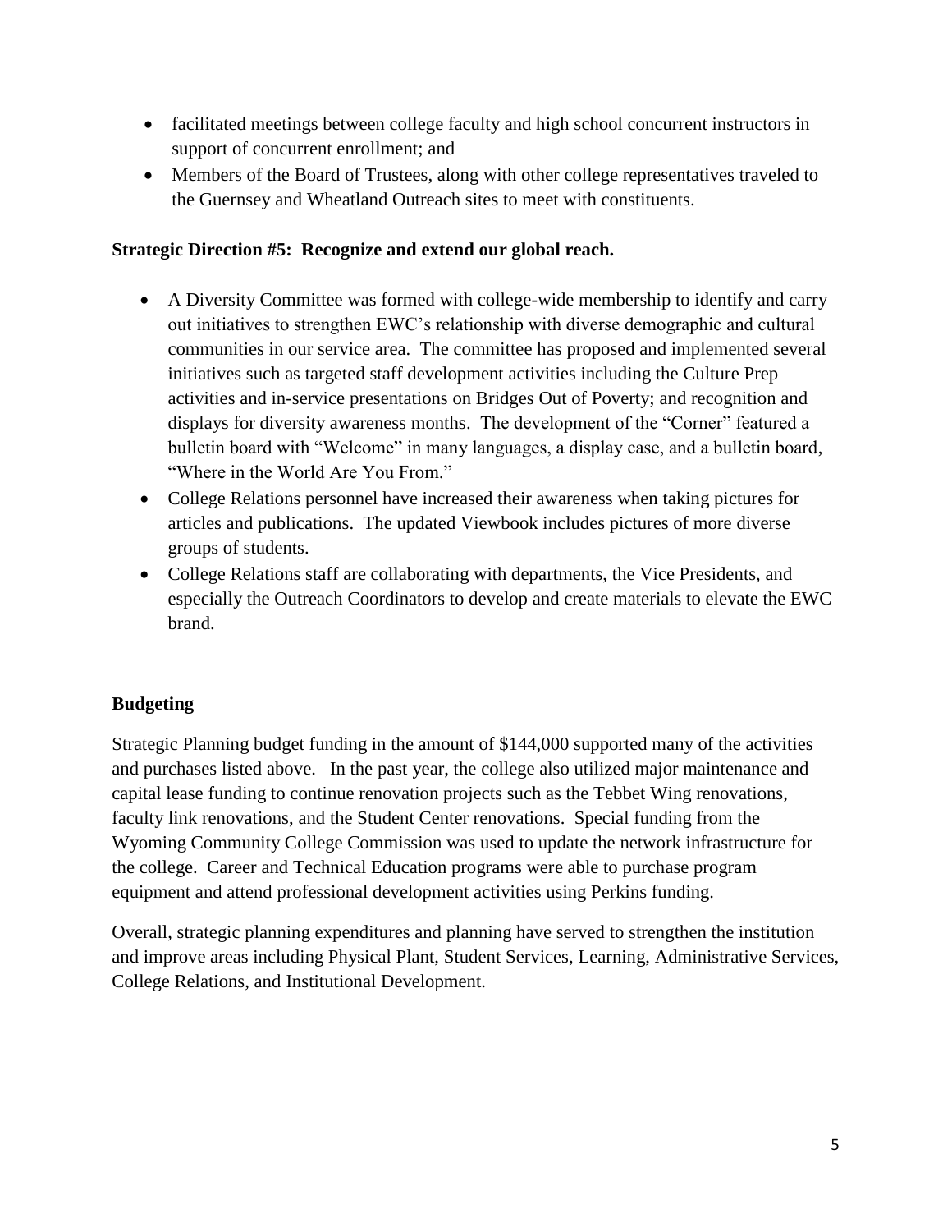- facilitated meetings between college faculty and high school concurrent instructors in support of concurrent enrollment; and
- Members of the Board of Trustees, along with other college representatives traveled to the Guernsey and Wheatland Outreach sites to meet with constituents.

**Strategic Direction #5: Recognize and extend our global reach.**

- A Diversity Committee was formed with college-wide membership to identify and carry out initiatives to strengthen EWC's relationship with diverse demographic and cultural communities in our service area. The committee has proposed and implemented several initiatives such as targeted staff development activities including the Culture Prep activities and in-service presentations on Bridges Out of Poverty; and recognition and displays for diversity awareness months. The development of the "Corner" featured a bulletin board with "Welcome" in many languages, a display case, and a bulletin board, "Where in the World Are You From."
- College Relations personnel have increased their awareness when taking pictures for articles and publications. The updated Viewbook includes pictures of more diverse groups of students.
- College Relations staff are collaborating with departments, the Vice Presidents, and especially the Outreach Coordinators to develop and create materials to elevate the EWC brand.

**Budgeting**

Strategic Planning budget funding in the amount of $144,000 supported many of the activities and purchases listed above. In the past year, the college also utilized major maintenance and capital lease funding to continue renovation projects such as the Tebbet Wing renovations, faculty link renovations, and the Student Center renovations. Special funding from the Wyoming Community College Commission was used to update the network infrastructure for the college. Career and Technical Education programs were able to purchase program equipment and attend professional development activities using Perkins funding.

Overall, strategic planning expenditures and planning have served to strengthen the institution and improve areas including Physical Plant, Student Services, Learning, Administrative Services, College Relations, and Institutional Development.